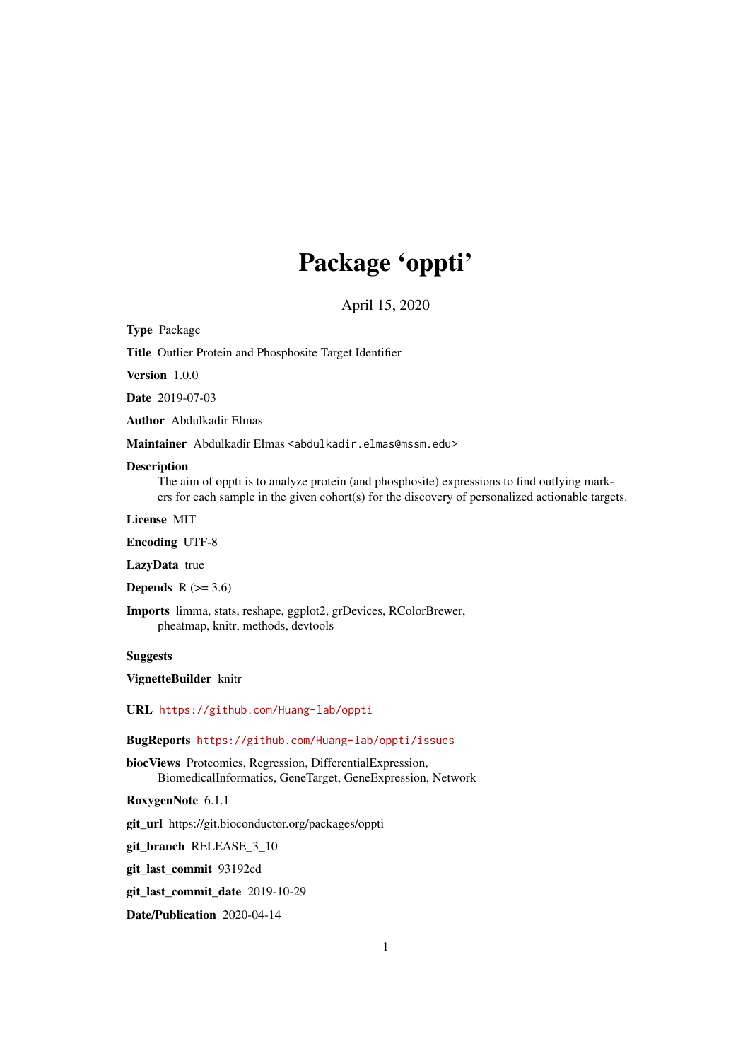# Package 'oppti'

April 15, 2020

**Type** Package

**Title** Outlier Protein and Phosphosite Target Identifier

**Version** 1.0.0

**Date** 2019-07-03

**Author** Abdulkadir Elmas

**Maintainer** Abdulkadir Elmas <abdulkadir.elmas@mssm.edu>

**Description**
The aim of oppti is to analyze protein (and phosphosite) expressions to find outlying markers for each sample in the given cohort(s) for the discovery of personalized actionable targets.

**License** MIT

**Encoding** UTF-8

**LazyData** true

**Depends** R (>= 3.6)

**Imports** limma, stats, reshape, ggplot2, grDevices, RColorBrewer, pheatmap, knitr, methods, devtools

**Suggests**

**VignetteBuilder** knitr

**URL** https://github.com/Huang-lab/oppti

**BugReports** https://github.com/Huang-lab/oppti/issues

**biocViews** Proteomics, Regression, DifferentialExpression, BiomedicalInformatics, GeneTarget, GeneExpression, Network

**RoxygenNote** 6.1.1

**git_url** https://git.bioconductor.org/packages/oppti

**git_branch** RELEASE_3_10

**git_last_commit** 93192cd

**git_last_commit_date** 2019-10-29

**Date/Publication** 2020-04-14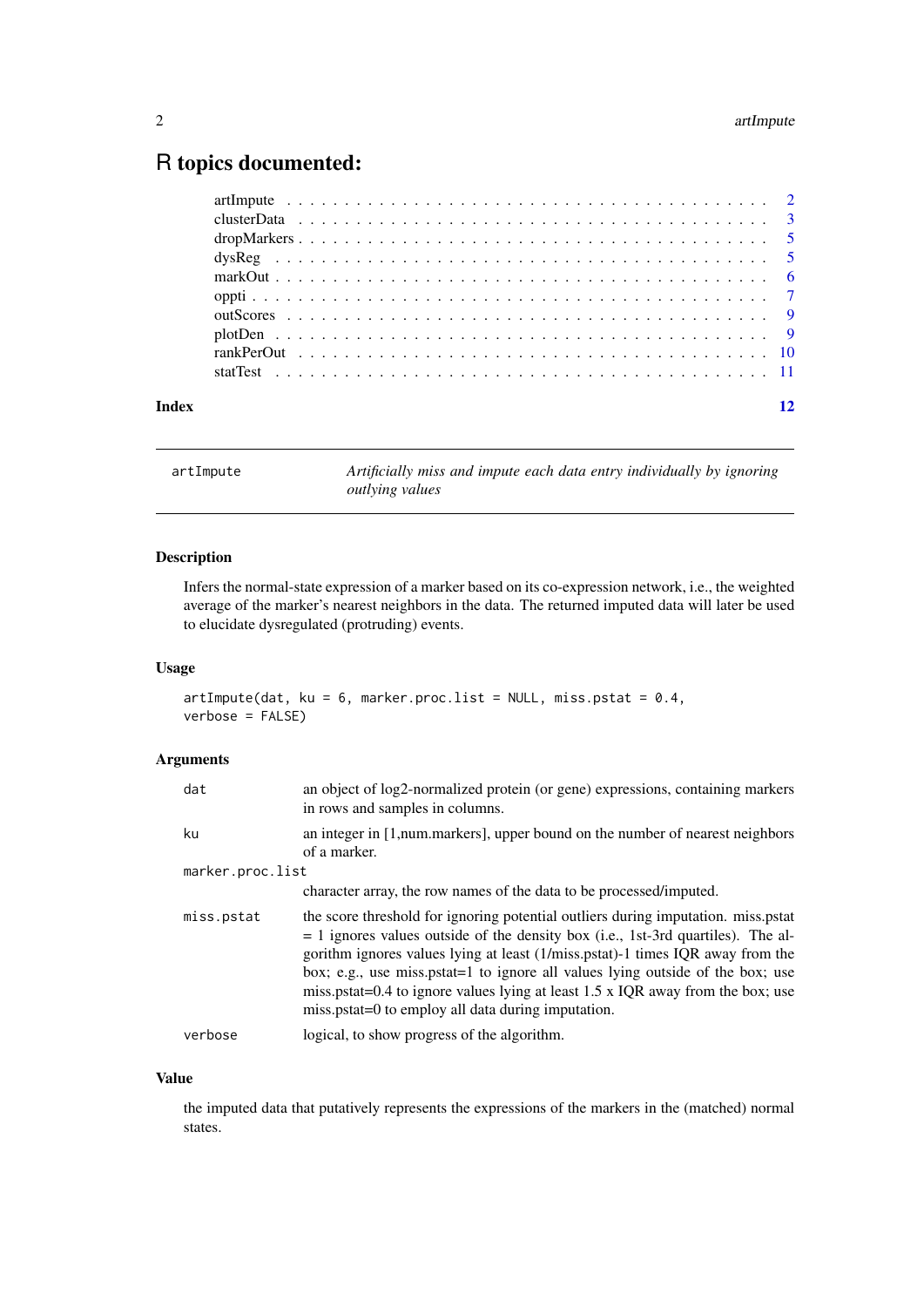# R topics documented:

| | |
|---|---|
| artImpute | 2 |
| clusterData | 3 |
| dropMarkers | 5 |
| dysReg | 5 |
| markOut | 6 |
| oppti | 7 |
| outScores | 9 |
| plotDen | 9 |
| rankPerOut | 10 |
| statTest | 11 |

**Index** **12**

---

`artImpute` *Artificially miss and impute each data entry individually by ignoring outlying values*

---

### Description

Infers the normal-state expression of a marker based on its co-expression network, i.e., the weighted average of the marker's nearest neighbors in the data. The returned imputed data will later be used to elucidate dysregulated (protruding) events.

### Usage

```
artImpute(dat, ku = 6, marker.proc.list = NULL, miss.pstat = 0.4,
verbose = FALSE)
```

### Arguments

| | |
|---|---|
| `dat` | an object of log2-normalized protein (or gene) expressions, containing markers in rows and samples in columns. |
| `ku` | an integer in [1,num.markers], upper bound on the number of nearest neighbors of a marker. |
| `marker.proc.list` | character array, the row names of the data to be processed/imputed. |
| `miss.pstat` | the score threshold for ignoring potential outliers during imputation. miss.pstat = 1 ignores values outside of the density box (i.e., 1st-3rd quartiles). The algorithm ignores values lying at least (1/miss.pstat)-1 times IQR away from the box; e.g., use miss.pstat=1 to ignore all values lying outside of the box; use miss.pstat=0.4 to ignore values lying at least 1.5 x IQR away from the box; use miss.pstat=0 to employ all data during imputation. |
| `verbose` | logical, to show progress of the algorithm. |

### Value

the imputed data that putatively represents the expressions of the markers in the (matched) normal states.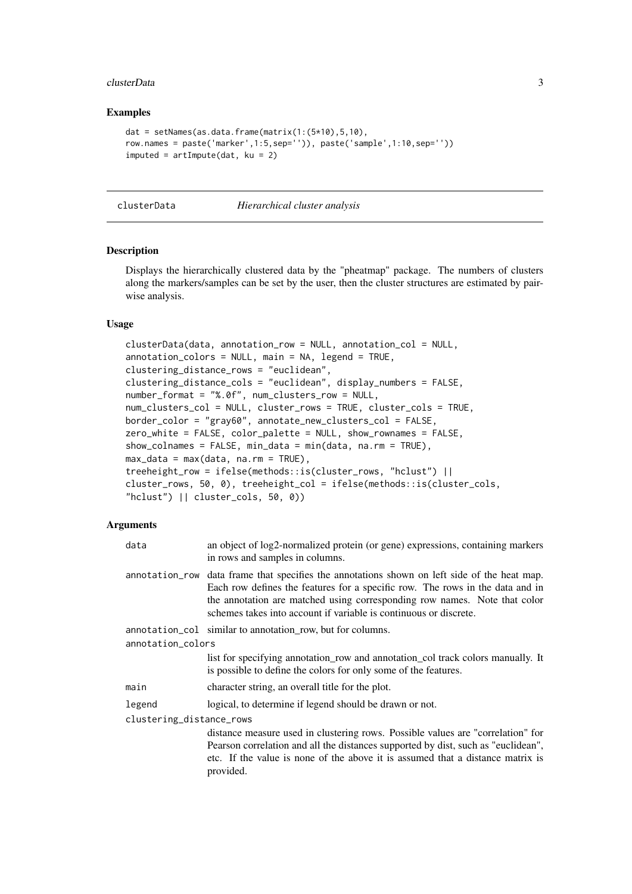## Examples

```
dat = setNames(as.data.frame(matrix(1:(5*10),5,10),
row.names = paste('marker',1:5,sep='')), paste('sample',1:10,sep=''))
imputed = artImpute(dat, ku = 2)
```

---

# clusterData *Hierarchical cluster analysis*

---

## Description

Displays the hierarchically clustered data by the "pheatmap" package. The numbers of clusters along the markers/samples can be set by the user, then the cluster structures are estimated by pairwise analysis.

## Usage

```
clusterData(data, annotation_row = NULL, annotation_col = NULL,
annotation_colors = NULL, main = NA, legend = TRUE,
clustering_distance_rows = "euclidean",
clustering_distance_cols = "euclidean", display_numbers = FALSE,
number_format = "%.0f", num_clusters_row = NULL,
num_clusters_col = NULL, cluster_rows = TRUE, cluster_cols = TRUE,
border_color = "gray60", annotate_new_clusters_col = FALSE,
zero_white = FALSE, color_palette = NULL, show_rownames = FALSE,
show_colnames = FALSE, min_data = min(data, na.rm = TRUE),
max_data = max(data, na.rm = TRUE),
treeheight_row = ifelse(methods::is(cluster_rows, "hclust") ||
cluster_rows, 50, 0), treeheight_col = ifelse(methods::is(cluster_cols,
"hclust") || cluster_cols, 50, 0))
```

## Arguments

| | |
|---|---|
| `data` | an object of log2-normalized protein (or gene) expressions, containing markers in rows and samples in columns. |
| `annotation_row` | data frame that specifies the annotations shown on left side of the heat map. Each row defines the features for a specific row. The rows in the data and in the annotation are matched using corresponding row names. Note that color schemes takes into account if variable is continuous or discrete. |
| `annotation_col` | similar to annotation_row, but for columns. |
| `annotation_colors` | list for specifying annotation_row and annotation_col track colors manually. It is possible to define the colors for only some of the features. |
| `main` | character string, an overall title for the plot. |
| `legend` | logical, to determine if legend should be drawn or not. |
| `clustering_distance_rows` | distance measure used in clustering rows. Possible values are "correlation" for Pearson correlation and all the distances supported by dist, such as "euclidean", etc. If the value is none of the above it is assumed that a distance matrix is provided. |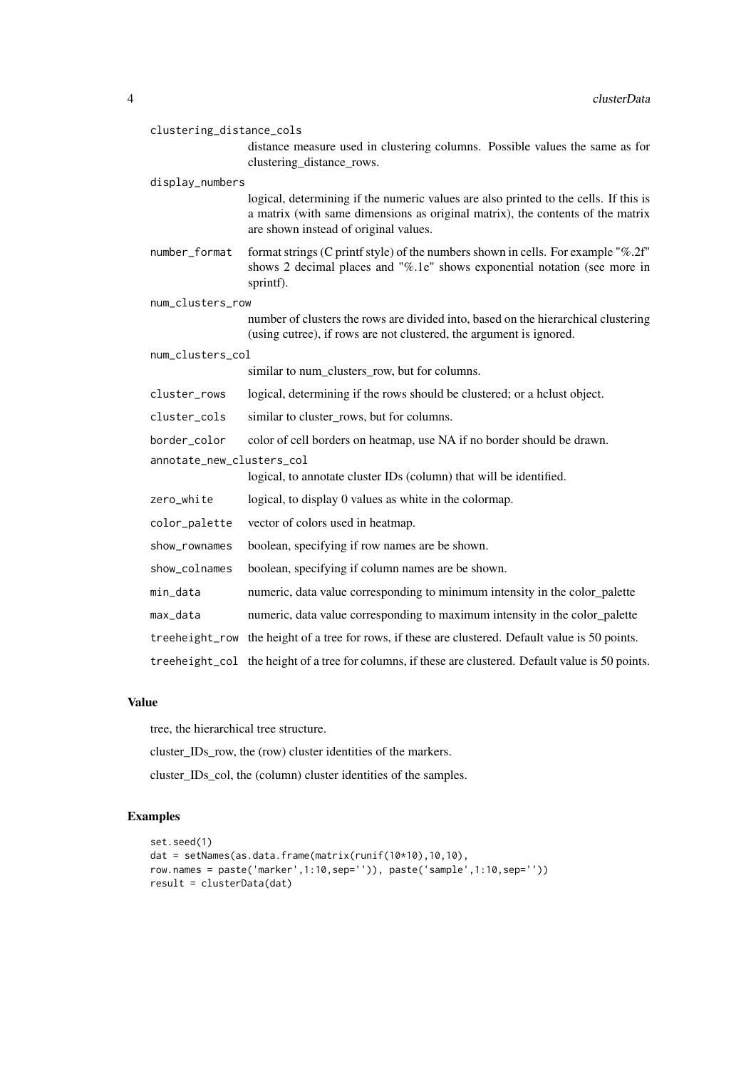clustering_distance_cols
: distance measure used in clustering columns. Possible values the same as for clustering_distance_rows.

display_numbers
: logical, determining if the numeric values are also printed to the cells. If this is a matrix (with same dimensions as original matrix), the contents of the matrix are shown instead of original values.

number_format
: format strings (C printf style) of the numbers shown in cells. For example "%.2f" shows 2 decimal places and "%.1e" shows exponential notation (see more in sprintf).

num_clusters_row
: number of clusters the rows are divided into, based on the hierarchical clustering (using cutree), if rows are not clustered, the argument is ignored.

num_clusters_col
: similar to num_clusters_row, but for columns.

cluster_rows
: logical, determining if the rows should be clustered; or a hclust object.

cluster_cols
: similar to cluster_rows, but for columns.

border_color
: color of cell borders on heatmap, use NA if no border should be drawn.

annotate_new_clusters_col
: logical, to annotate cluster IDs (column) that will be identified.

zero_white
: logical, to display 0 values as white in the colormap.

color_palette
: vector of colors used in heatmap.

show_rownames
: boolean, specifying if row names are be shown.

show_colnames
: boolean, specifying if column names are be shown.

min_data
: numeric, data value corresponding to minimum intensity in the color_palette

max_data
: numeric, data value corresponding to maximum intensity in the color_palette

treeheight_row
: the height of a tree for rows, if these are clustered. Default value is 50 points.

treeheight_col
: the height of a tree for columns, if these are clustered. Default value is 50 points.

## Value

tree, the hierarchical tree structure.

cluster_IDs_row, the (row) cluster identities of the markers.

cluster_IDs_col, the (column) cluster identities of the samples.

## Examples

```
set.seed(1)
dat = setNames(as.data.frame(matrix(runif(10*10),10,10),
row.names = paste('marker',1:10,sep='')), paste('sample',1:10,sep=''))
result = clusterData(dat)
```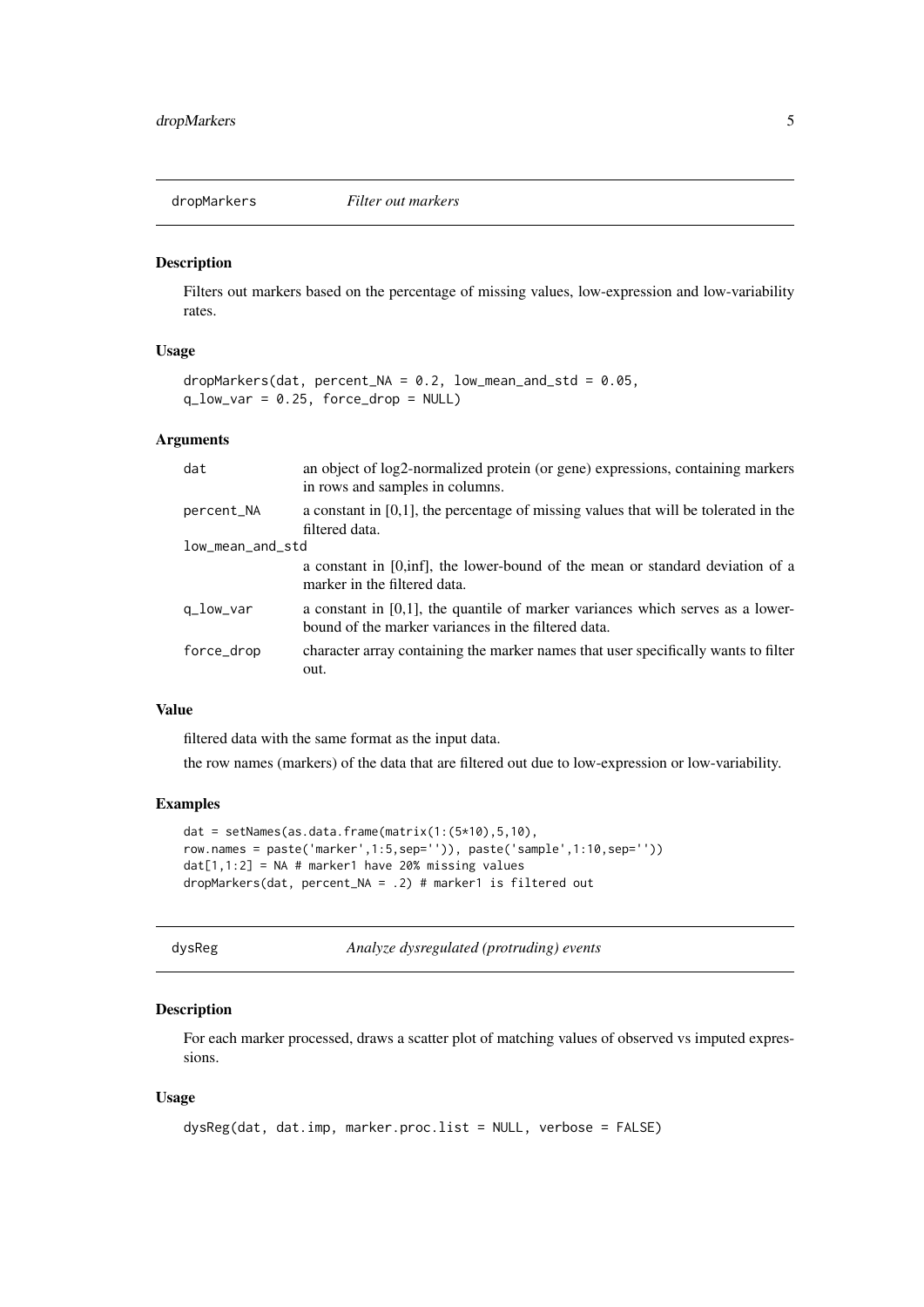## dropMarkers *Filter out markers*

### Description

Filters out markers based on the percentage of missing values, low-expression and low-variability rates.

### Usage

```
dropMarkers(dat, percent_NA = 0.2, low_mean_and_std = 0.05,
q_low_var = 0.25, force_drop = NULL)
```

### Arguments

| | |
|---|---|
| dat | an object of log2-normalized protein (or gene) expressions, containing markers in rows and samples in columns. |
| percent_NA | a constant in [0,1], the percentage of missing values that will be tolerated in the filtered data. |
| low_mean_and_std | a constant in [0,inf], the lower-bound of the mean or standard deviation of a marker in the filtered data. |
| q_low_var | a constant in [0,1], the quantile of marker variances which serves as a lower-bound of the marker variances in the filtered data. |
| force_drop | character array containing the marker names that user specifically wants to filter out. |

### Value

filtered data with the same format as the input data.

the row names (markers) of the data that are filtered out due to low-expression or low-variability.

### Examples

```
dat = setNames(as.data.frame(matrix(1:(5*10),5,10),
row.names = paste('marker',1:5,sep='')), paste('sample',1:10,sep=''))
dat[1,1:2] = NA # marker1 have 20% missing values
dropMarkers(dat, percent_NA = .2) # marker1 is filtered out
```

## dysReg *Analyze dysregulated (protruding) events*

### Description

For each marker processed, draws a scatter plot of matching values of observed vs imputed expressions.

### Usage

```
dysReg(dat, dat.imp, marker.proc.list = NULL, verbose = FALSE)
```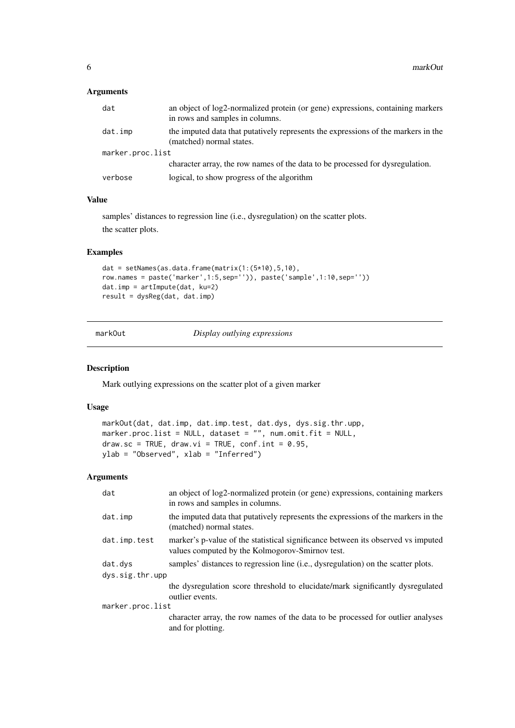### Arguments

| | |
|---|---|
| `dat` | an object of log2-normalized protein (or gene) expressions, containing markers in rows and samples in columns. |
| `dat.imp` | the imputed data that putatively represents the expressions of the markers in the (matched) normal states. |
| `marker.proc.list` | character array, the row names of the data to be processed for dysregulation. |
| `verbose` | logical, to show progress of the algorithm |

### Value

samples' distances to regression line (i.e., dysregulation) on the scatter plots.

the scatter plots.

### Examples

```
dat = setNames(as.data.frame(matrix(1:(5*10),5,10),
row.names = paste('marker',1:5,sep='')), paste('sample',1:10,sep=''))
dat.imp = artImpute(dat, ku=2)
result = dysReg(dat, dat.imp)
```

---

## markOut — *Display outlying expressions*

### Description

Mark outlying expressions on the scatter plot of a given marker

### Usage

```
markOut(dat, dat.imp, dat.imp.test, dat.dys, dys.sig.thr.upp,
marker.proc.list = NULL, dataset = "", num.omit.fit = NULL,
draw.sc = TRUE, draw.vi = TRUE, conf.int = 0.95,
ylab = "Observed", xlab = "Inferred")
```

### Arguments

| | |
|---|---|
| `dat` | an object of log2-normalized protein (or gene) expressions, containing markers in rows and samples in columns. |
| `dat.imp` | the imputed data that putatively represents the expressions of the markers in the (matched) normal states. |
| `dat.imp.test` | marker's p-value of the statistical significance between its observed vs imputed values computed by the Kolmogorov-Smirnov test. |
| `dat.dys` | samples' distances to regression line (i.e., dysregulation) on the scatter plots. |
| `dys.sig.thr.upp` | the dysregulation score threshold to elucidate/mark significantly dysregulated outlier events. |
| `marker.proc.list` | character array, the row names of the data to be processed for outlier analyses and for plotting. |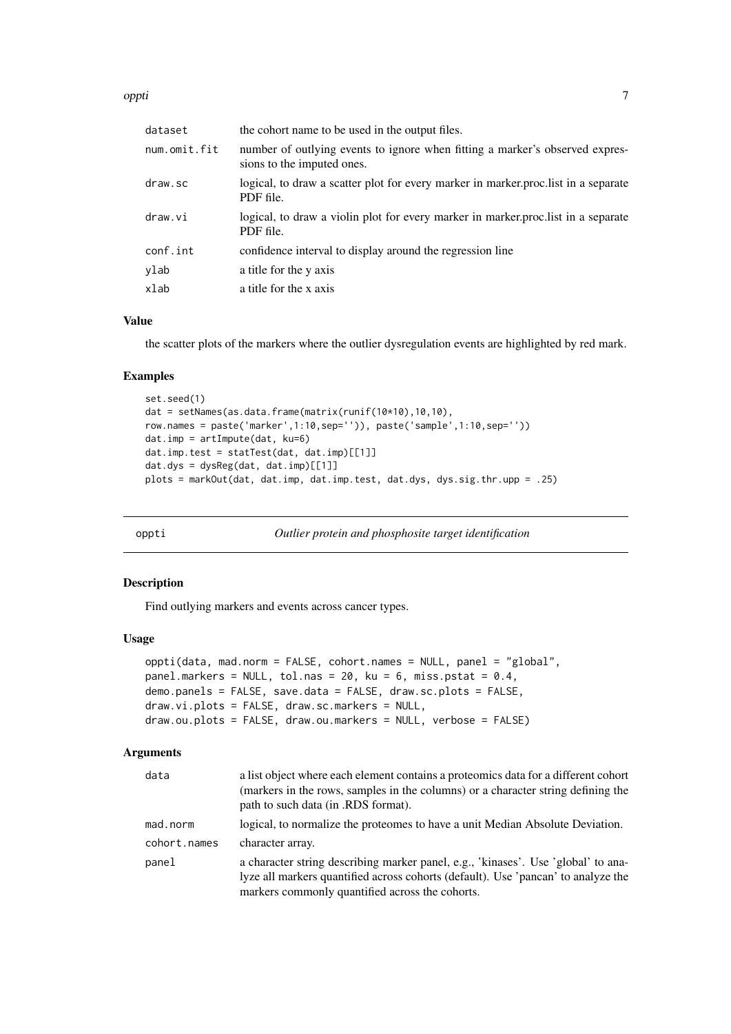| | |
|---|---|
| dataset | the cohort name to be used in the output files. |
| num.omit.fit | number of outlying events to ignore when fitting a marker's observed expressions to the imputed ones. |
| draw.sc | logical, to draw a scatter plot for every marker in marker.proc.list in a separate PDF file. |
| draw.vi | logical, to draw a violin plot for every marker in marker.proc.list in a separate PDF file. |
| conf.int | confidence interval to display around the regression line |
| ylab | a title for the y axis |
| xlab | a title for the x axis |

### Value

the scatter plots of the markers where the outlier dysregulation events are highlighted by red mark.

### Examples

```
set.seed(1)
dat = setNames(as.data.frame(matrix(runif(10*10),10,10),
row.names = paste('marker',1:10,sep='')), paste('sample',1:10,sep=''))
dat.imp = artImpute(dat, ku=6)
dat.imp.test = statTest(dat, dat.imp)[[1]]
dat.dys = dysReg(dat, dat.imp)[[1]]
plots = markOut(dat, dat.imp, dat.imp.test, dat.dys, dys.sig.thr.upp = .25)
```

---

## oppti — *Outlier protein and phosphosite target identification*

---

### Description

Find outlying markers and events across cancer types.

### Usage

```
oppti(data, mad.norm = FALSE, cohort.names = NULL, panel = "global",
panel.markers = NULL, tol.nas = 20, ku = 6, miss.pstat = 0.4,
demo.panels = FALSE, save.data = FALSE, draw.sc.plots = FALSE,
draw.vi.plots = FALSE, draw.sc.markers = NULL,
draw.ou.plots = FALSE, draw.ou.markers = NULL, verbose = FALSE)
```

### Arguments

| | |
|---|---|
| data | a list object where each element contains a proteomics data for a different cohort (markers in the rows, samples in the columns) or a character string defining the path to such data (in .RDS format). |
| mad.norm | logical, to normalize the proteomes to have a unit Median Absolute Deviation. |
| cohort.names | character array. |
| panel | a character string describing marker panel, e.g., 'kinases'. Use 'global' to analyze all markers quantified across cohorts (default). Use 'pancan' to analyze the markers commonly quantified across the cohorts. |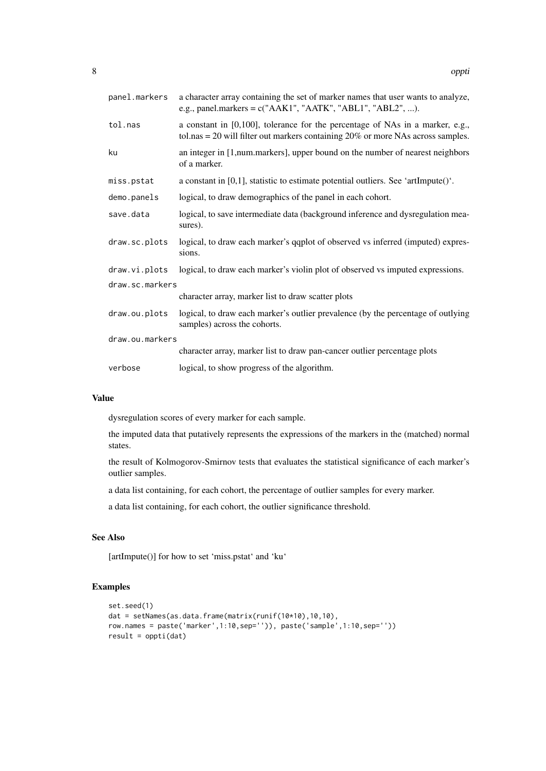| | |
|---|---|
| `panel.markers` | a character array containing the set of marker names that user wants to analyze, e.g., panel.markers = c("AAK1", "AATK", "ABL1", "ABL2", ...). |
| `tol.nas` | a constant in [0,100], tolerance for the percentage of NAs in a marker, e.g., tol.nas = 20 will filter out markers containing 20% or more NAs across samples. |
| `ku` | an integer in [1,num.markers], upper bound on the number of nearest neighbors of a marker. |
| `miss.pstat` | a constant in [0,1], statistic to estimate potential outliers. See 'artImpute()'. |
| `demo.panels` | logical, to draw demographics of the panel in each cohort. |
| `save.data` | logical, to save intermediate data (background inference and dysregulation measures). |
| `draw.sc.plots` | logical, to draw each marker's qqplot of observed vs inferred (imputed) expressions. |
| `draw.vi.plots` | logical, to draw each marker's violin plot of observed vs imputed expressions. |
| `draw.sc.markers` | character array, marker list to draw scatter plots |
| `draw.ou.plots` | logical, to draw each marker's outlier prevalence (by the percentage of outlying samples) across the cohorts. |
| `draw.ou.markers` | character array, marker list to draw pan-cancer outlier percentage plots |
| `verbose` | logical, to show progress of the algorithm. |

## Value

dysregulation scores of every marker for each sample.

the imputed data that putatively represents the expressions of the markers in the (matched) normal states.

the result of Kolmogorov-Smirnov tests that evaluates the statistical significance of each marker's outlier samples.

a data list containing, for each cohort, the percentage of outlier samples for every marker.

a data list containing, for each cohort, the outlier significance threshold.

## See Also

[artImpute()] for how to set 'miss.pstat' and 'ku'

## Examples

```
set.seed(1)
dat = setNames(as.data.frame(matrix(runif(10*10),10,10),
row.names = paste('marker',1:10,sep='')), paste('sample',1:10,sep=''))
result = oppti(dat)
```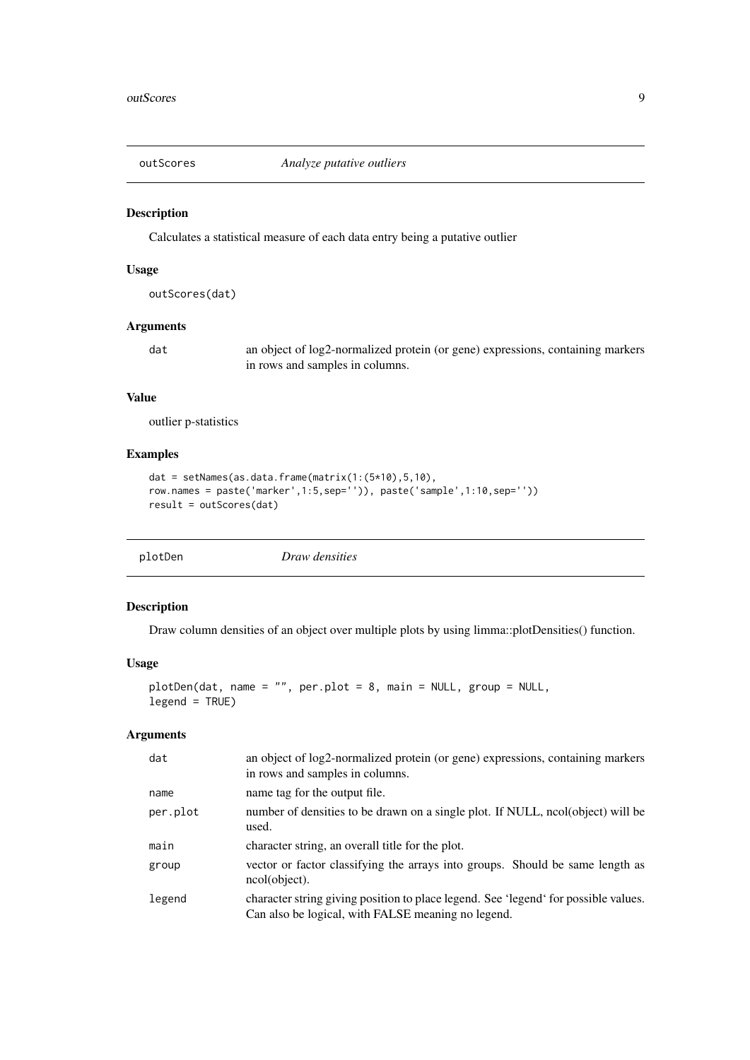## outScores — *Analyze putative outliers*

### Description

Calculates a statistical measure of each data entry being a putative outlier

### Usage

```
outScores(dat)
```

### Arguments

| | |
|---|---|
| dat | an object of log2-normalized protein (or gene) expressions, containing markers in rows and samples in columns. |

### Value

outlier p-statistics

### Examples

```
dat = setNames(as.data.frame(matrix(1:(5*10),5,10),
row.names = paste('marker',1:5,sep='')), paste('sample',1:10,sep=''))
result = outScores(dat)
```

## plotDen — *Draw densities*

### Description

Draw column densities of an object over multiple plots by using limma::plotDensities() function.

### Usage

```
plotDen(dat, name = "", per.plot = 8, main = NULL, group = NULL,
legend = TRUE)
```

### Arguments

| | |
|---|---|
| dat | an object of log2-normalized protein (or gene) expressions, containing markers in rows and samples in columns. |
| name | name tag for the output file. |
| per.plot | number of densities to be drawn on a single plot. If NULL, ncol(object) will be used. |
| main | character string, an overall title for the plot. |
| group | vector or factor classifying the arrays into groups. Should be same length as ncol(object). |
| legend | character string giving position to place legend. See 'legend' for possible values. Can also be logical, with FALSE meaning no legend. |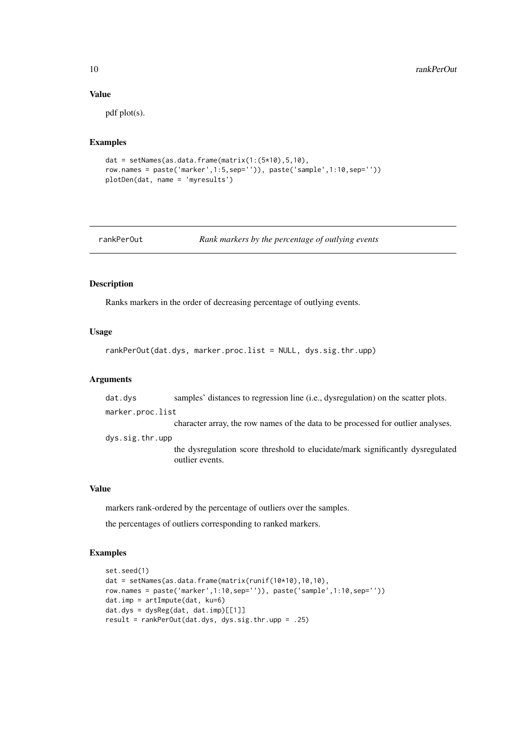### Value

pdf plot(s).

### Examples

```
dat = setNames(as.data.frame(matrix(1:(5*10),5,10),
row.names = paste('marker',1:5,sep='')), paste('sample',1:10,sep=''))
plotDen(dat, name = 'myresults')
```

---

## rankPerOut — *Rank markers by the percentage of outlying events*

### Description

Ranks markers in the order of decreasing percentage of outlying events.

### Usage

```
rankPerOut(dat.dys, marker.proc.list = NULL, dys.sig.thr.upp)
```

### Arguments

`dat.dys` samples' distances to regression line (i.e., dysregulation) on the scatter plots.

`marker.proc.list` character array, the row names of the data to be processed for outlier analyses.

`dys.sig.thr.upp` the dysregulation score threshold to elucidate/mark significantly dysregulated outlier events.

### Value

markers rank-ordered by the percentage of outliers over the samples.

the percentages of outliers corresponding to ranked markers.

### Examples

```
set.seed(1)
dat = setNames(as.data.frame(matrix(runif(10*10),10,10),
row.names = paste('marker',1:10,sep='')), paste('sample',1:10,sep=''))
dat.imp = artImpute(dat, ku=6)
dat.dys = dysReg(dat, dat.imp)[[1]]
result = rankPerOut(dat.dys, dys.sig.thr.upp = .25)
```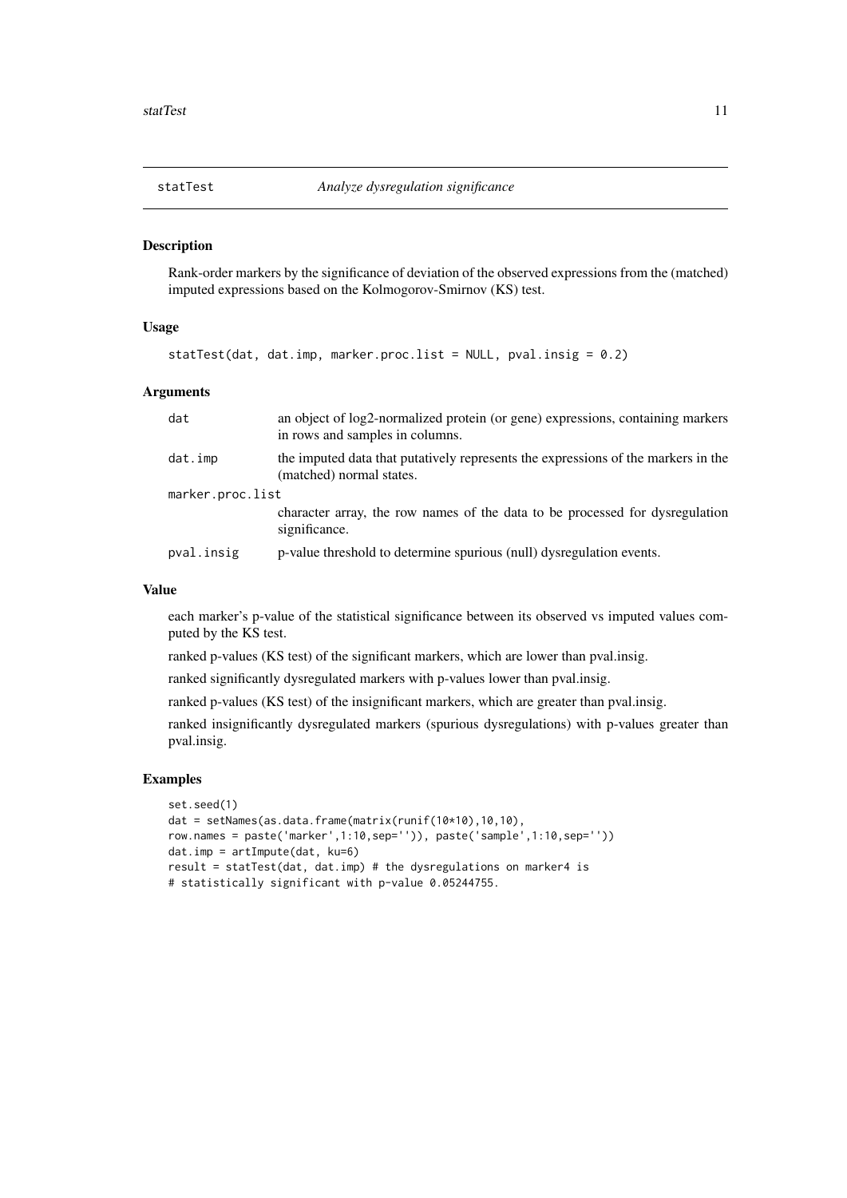# statTest — *Analyze dysregulation significance*

## Description

Rank-order markers by the significance of deviation of the observed expressions from the (matched) imputed expressions based on the Kolmogorov-Smirnov (KS) test.

## Usage

```
statTest(dat, dat.imp, marker.proc.list = NULL, pval.insig = 0.2)
```

## Arguments

| | |
|---|---|
| `dat` | an object of log2-normalized protein (or gene) expressions, containing markers in rows and samples in columns. |
| `dat.imp` | the imputed data that putatively represents the expressions of the markers in the (matched) normal states. |
| `marker.proc.list` | character array, the row names of the data to be processed for dysregulation significance. |
| `pval.insig` | p-value threshold to determine spurious (null) dysregulation events. |

## Value

each marker's p-value of the statistical significance between its observed vs imputed values computed by the KS test.

ranked p-values (KS test) of the significant markers, which are lower than pval.insig.

ranked significantly dysregulated markers with p-values lower than pval.insig.

ranked p-values (KS test) of the insignificant markers, which are greater than pval.insig.

ranked insignificantly dysregulated markers (spurious dysregulations) with p-values greater than pval.insig.

## Examples

```
set.seed(1)
dat = setNames(as.data.frame(matrix(runif(10*10),10,10),
row.names = paste('marker',1:10,sep='')), paste('sample',1:10,sep=''))
dat.imp = artImpute(dat, ku=6)
result = statTest(dat, dat.imp) # the dysregulations on marker4 is
# statistically significant with p-value 0.05244755.
```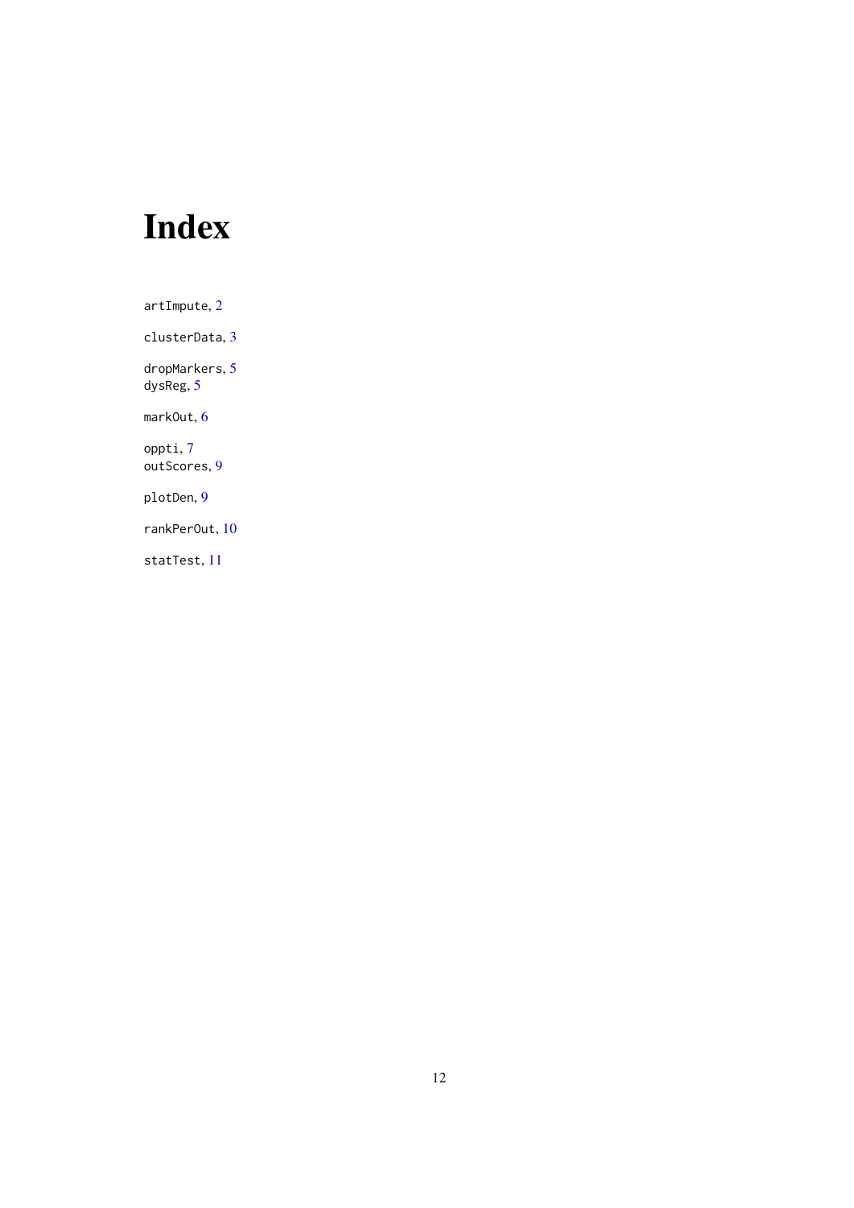# Index

artImpute, 2

clusterData, 3

dropMarkers, 5
dysReg, 5

markOut, 6

oppti, 7
outScores, 9

plotDen, 9

rankPerOut, 10

statTest, 11